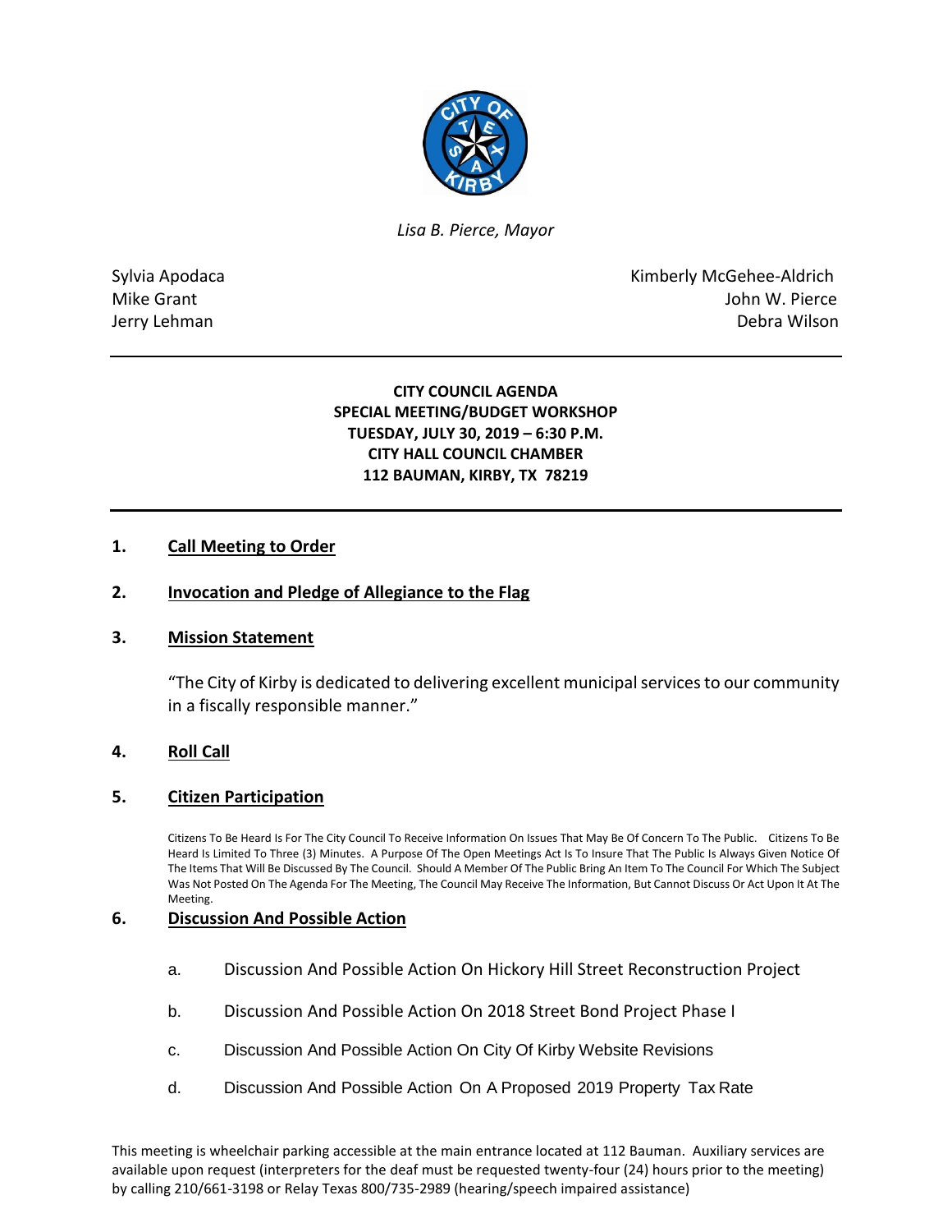*Lisa B. Pierce, Mayor*

Sylvia Apodaca
Mike Grant
Jerry Lehman

Kimberly McGehee-Aldrich
John W. Pierce
Debra Wilson

---

**CITY COUNCIL AGENDA**
**SPECIAL MEETING/BUDGET WORKSHOP**
**TUESDAY, JULY 30, 2019 – 6:30 P.M.**
**CITY HALL COUNCIL CHAMBER**
**112 BAUMAN, KIRBY, TX 78219**

---

## 1. Call Meeting to Order

## 2. Invocation and Pledge of Allegiance to the Flag

## 3. Mission Statement

"The City of Kirby is dedicated to delivering excellent municipal services to our community in a fiscally responsible manner."

## 4. Roll Call

## 5. Citizen Participation

Citizens To Be Heard Is For The City Council To Receive Information On Issues That May Be Of Concern To The Public. Citizens To Be Heard Is Limited To Three (3) Minutes. A Purpose Of The Open Meetings Act Is To Insure That The Public Is Always Given Notice Of The Items That Will Be Discussed By The Council. Should A Member Of The Public Bring An Item To The Council For Which The Subject Was Not Posted On The Agenda For The Meeting, The Council May Receive The Information, But Cannot Discuss Or Act Upon It At The Meeting.

## 6. Discussion And Possible Action

a. Discussion And Possible Action On Hickory Hill Street Reconstruction Project

b. Discussion And Possible Action On 2018 Street Bond Project Phase I

c. Discussion And Possible Action On City Of Kirby Website Revisions

d. Discussion And Possible Action On A Proposed 2019 Property Tax Rate

This meeting is wheelchair parking accessible at the main entrance located at 112 Bauman. Auxiliary services are available upon request (interpreters for the deaf must be requested twenty-four (24) hours prior to the meeting) by calling 210/661-3198 or Relay Texas 800/735-2989 (hearing/speech impaired assistance)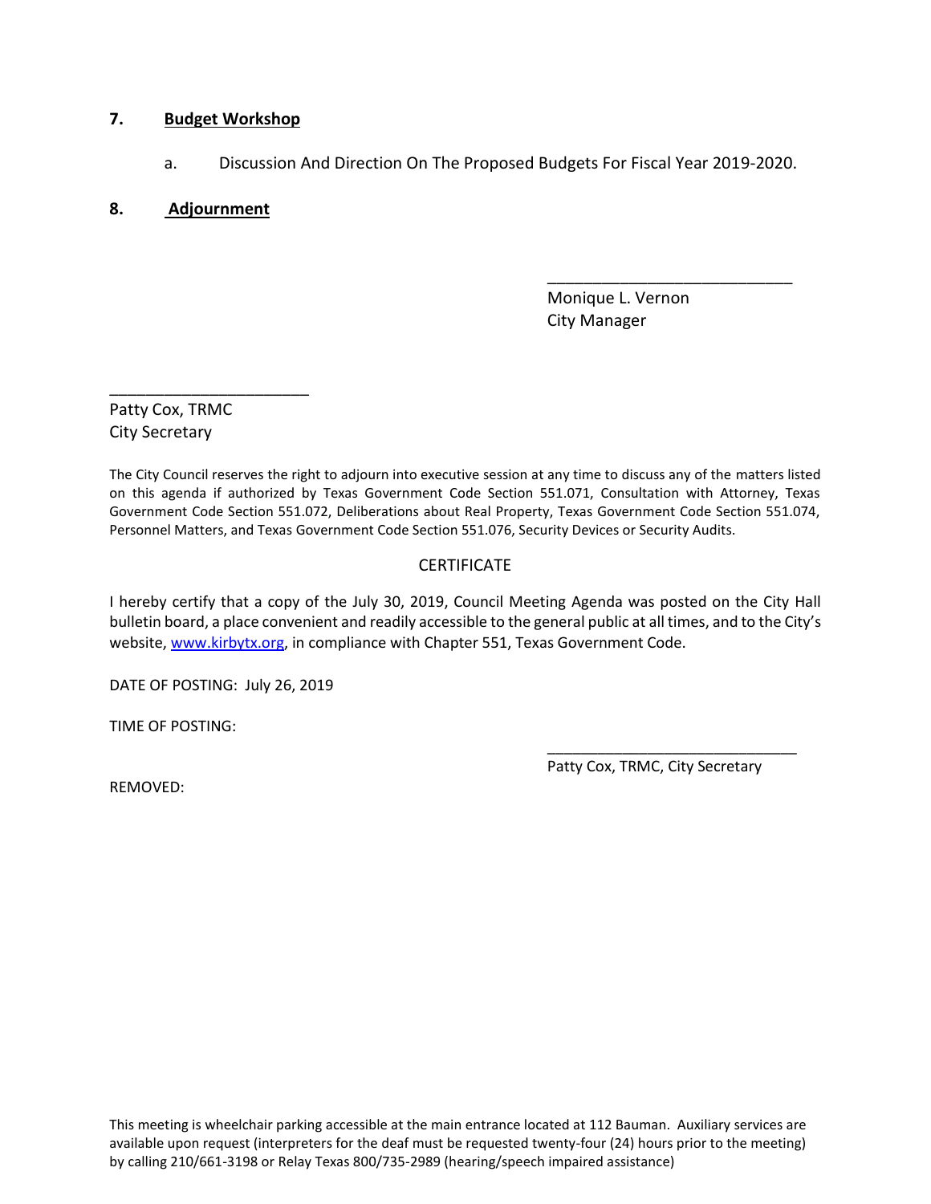**7. Budget Workshop**

a. Discussion And Direction On The Proposed Budgets For Fiscal Year 2019-2020.

**8. Adjournment**

\_\_\_\_\_\_\_\_\_\_\_\_\_\_\_\_\_\_\_\_\_\_\_\_\_\_\_\_
Monique L. Vernon
City Manager

\_\_\_\_\_\_\_\_\_\_\_\_\_\_\_\_\_\_\_\_\_\_\_\_\_\_\_
Patty Cox, TRMC
City Secretary

The City Council reserves the right to adjourn into executive session at any time to discuss any of the matters listed on this agenda if authorized by Texas Government Code Section 551.071, Consultation with Attorney, Texas Government Code Section 551.072, Deliberations about Real Property, Texas Government Code Section 551.074, Personnel Matters, and Texas Government Code Section 551.076, Security Devices or Security Audits.

CERTIFICATE

I hereby certify that a copy of the July 30, 2019, Council Meeting Agenda was posted on the City Hall bulletin board, a place convenient and readily accessible to the general public at all times, and to the City's website, www.kirbytx.org, in compliance with Chapter 551, Texas Government Code.

DATE OF POSTING: July 26, 2019

TIME OF POSTING:

\_\_\_\_\_\_\_\_\_\_\_\_\_\_\_\_\_\_\_\_\_\_\_\_\_\_\_\_\_\_
Patty Cox, TRMC, City Secretary

REMOVED:

This meeting is wheelchair parking accessible at the main entrance located at 112 Bauman. Auxiliary services are available upon request (interpreters for the deaf must be requested twenty-four (24) hours prior to the meeting) by calling 210/661-3198 or Relay Texas 800/735-2989 (hearing/speech impaired assistance)